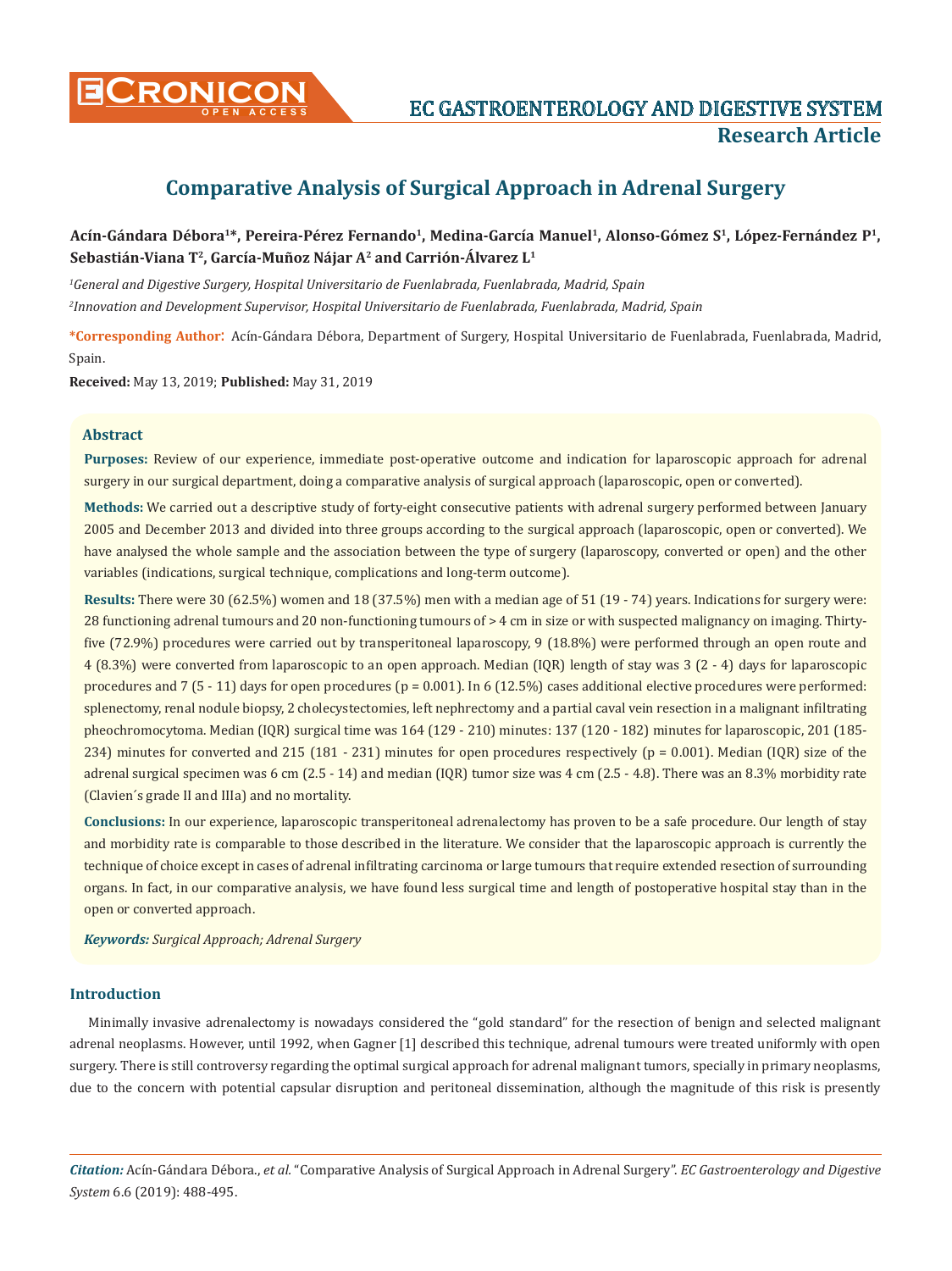# Comparative Analysis of Surgical Approach in Adrenal Surgery

**Acín-Gándara Débora[1]*, Pereira-Pérez Fernando[1], Medina-García Manuel[1], Alonso-Gómez S[1], López-Fernández P[1], Sebastián-Viana T[2], García-Muñoz Nájar A[2] and Carrión-Álvarez L[1]**

*[1]General and Digestive Surgery, Hospital Universitario de Fuenlabrada, Fuenlabrada, Madrid, Spain*

*[2]Innovation and Development Supervisor, Hospital Universitario de Fuenlabrada, Fuenlabrada, Madrid, Spain*

**\*Corresponding Author**: Acín-Gándara Débora, Department of Surgery, Hospital Universitario de Fuenlabrada, Fuenlabrada, Madrid, Spain.

**Received:** May 13, 2019; **Published:** May 31, 2019

## Abstract

**Purposes:** Review of our experience, immediate post-operative outcome and indication for laparoscopic approach for adrenal surgery in our surgical department, doing a comparative analysis of surgical approach (laparoscopic, open or converted).

**Methods:** We carried out a descriptive study of forty-eight consecutive patients with adrenal surgery performed between January 2005 and December 2013 and divided into three groups according to the surgical approach (laparoscopic, open or converted). We have analysed the whole sample and the association between the type of surgery (laparoscopy, converted or open) and the other variables (indications, surgical technique, complications and long-term outcome).

**Results:** There were 30 (62.5%) women and 18 (37.5%) men with a median age of 51 (19 - 74) years. Indications for surgery were: 28 functioning adrenal tumours and 20 non-functioning tumours of > 4 cm in size or with suspected malignancy on imaging. Thirty-five (72.9%) procedures were carried out by transperitoneal laparoscopy, 9 (18.8%) were performed through an open route and 4 (8.3%) were converted from laparoscopic to an open approach. Median (IQR) length of stay was 3 (2 - 4) days for laparoscopic procedures and 7 (5 - 11) days for open procedures ($p = 0.001$). In 6 (12.5%) cases additional elective procedures were performed: splenectomy, renal nodule biopsy, 2 cholecystectomies, left nephrectomy and a partial caval vein resection in a malignant infiltrating pheochromocytoma. Median (IQR) surgical time was 164 (129 - 210) minutes: 137 (120 - 182) minutes for laparoscopic, 201 (185-234) minutes for converted and 215 (181 - 231) minutes for open procedures respectively ($p = 0.001$). Median (IQR) size of the adrenal surgical specimen was 6 cm (2.5 - 14) and median (IQR) tumor size was 4 cm (2.5 - 4.8). There was an 8.3% morbidity rate (Clavien´s grade II and IIIa) and no mortality.

**Conclusions:** In our experience, laparoscopic transperitoneal adrenalectomy has proven to be a safe procedure. Our length of stay and morbidity rate is comparable to those described in the literature. We consider that the laparoscopic approach is currently the technique of choice except in cases of adrenal infiltrating carcinoma or large tumours that require extended resection of surrounding organs. In fact, in our comparative analysis, we have found less surgical time and length of postoperative hospital stay than in the open or converted approach.

***Keywords:*** *Surgical Approach; Adrenal Surgery*

## Introduction

Minimally invasive adrenalectomy is nowadays considered the "gold standard" for the resection of benign and selected malignant adrenal neoplasms. However, until 1992, when Gagner [1] described this technique, adrenal tumours were treated uniformly with open surgery. There is still controversy regarding the optimal surgical approach for adrenal malignant tumors, specially in primary neoplasms, due to the concern with potential capsular disruption and peritoneal dissemination, although the magnitude of this risk is presently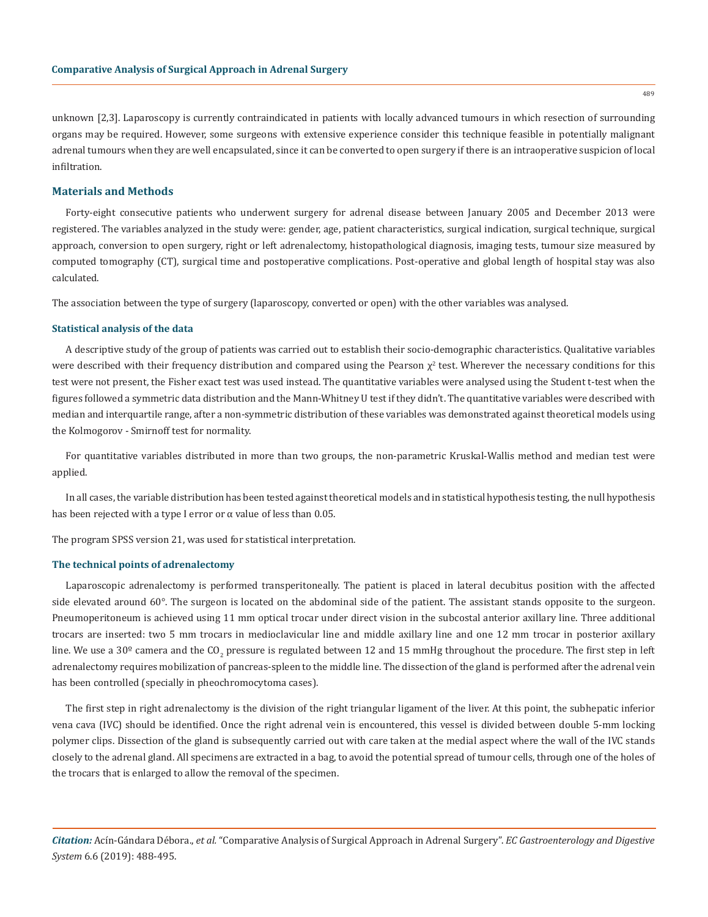unknown [2,3]. Laparoscopy is currently contraindicated in patients with locally advanced tumours in which resection of surrounding organs may be required. However, some surgeons with extensive experience consider this technique feasible in potentially malignant adrenal tumours when they are well encapsulated, since it can be converted to open surgery if there is an intraoperative suspicion of local infiltration.

## Materials and Methods

Forty-eight consecutive patients who underwent surgery for adrenal disease between January 2005 and December 2013 were registered. The variables analyzed in the study were: gender, age, patient characteristics, surgical indication, surgical technique, surgical approach, conversion to open surgery, right or left adrenalectomy, histopathological diagnosis, imaging tests, tumour size measured by computed tomography (CT), surgical time and postoperative complications. Post-operative and global length of hospital stay was also calculated.

The association between the type of surgery (laparoscopy, converted or open) with the other variables was analysed.

### Statistical analysis of the data

A descriptive study of the group of patients was carried out to establish their socio-demographic characteristics. Qualitative variables were described with their frequency distribution and compared using the Pearson $\chi^2$ test. Wherever the necessary conditions for this test were not present, the Fisher exact test was used instead. The quantitative variables were analysed using the Student t-test when the figures followed a symmetric data distribution and the Mann-Whitney U test if they didn't. The quantitative variables were described with median and interquartile range, after a non-symmetric distribution of these variables was demonstrated against theoretical models using the Kolmogorov - Smirnoff test for normality.

For quantitative variables distributed in more than two groups, the non-parametric Kruskal-Wallis method and median test were applied.

In all cases, the variable distribution has been tested against theoretical models and in statistical hypothesis testing, the null hypothesis has been rejected with a type I error or $\alpha$ value of less than 0.05.

The program SPSS version 21, was used for statistical interpretation.

### The technical points of adrenalectomy

Laparoscopic adrenalectomy is performed transperitoneally. The patient is placed in lateral decubitus position with the affected side elevated around 60°. The surgeon is located on the abdominal side of the patient. The assistant stands opposite to the surgeon. Pneumoperitoneum is achieved using 11 mm optical trocar under direct vision in the subcostal anterior axillary line. Three additional trocars are inserted: two 5 mm trocars in medioclavicular line and middle axillary line and one 12 mm trocar in posterior axillary line. We use a 30º camera and the $CO_2$ pressure is regulated between 12 and 15 mmHg throughout the procedure. The first step in left adrenalectomy requires mobilization of pancreas-spleen to the middle line. The dissection of the gland is performed after the adrenal vein has been controlled (specially in pheochromocytoma cases).

The first step in right adrenalectomy is the division of the right triangular ligament of the liver. At this point, the subhepatic inferior vena cava (IVC) should be identified. Once the right adrenal vein is encountered, this vessel is divided between double 5-mm locking polymer clips. Dissection of the gland is subsequently carried out with care taken at the medial aspect where the wall of the IVC stands closely to the adrenal gland. All specimens are extracted in a bag, to avoid the potential spread of tumour cells, through one of the holes of the trocars that is enlarged to allow the removal of the specimen.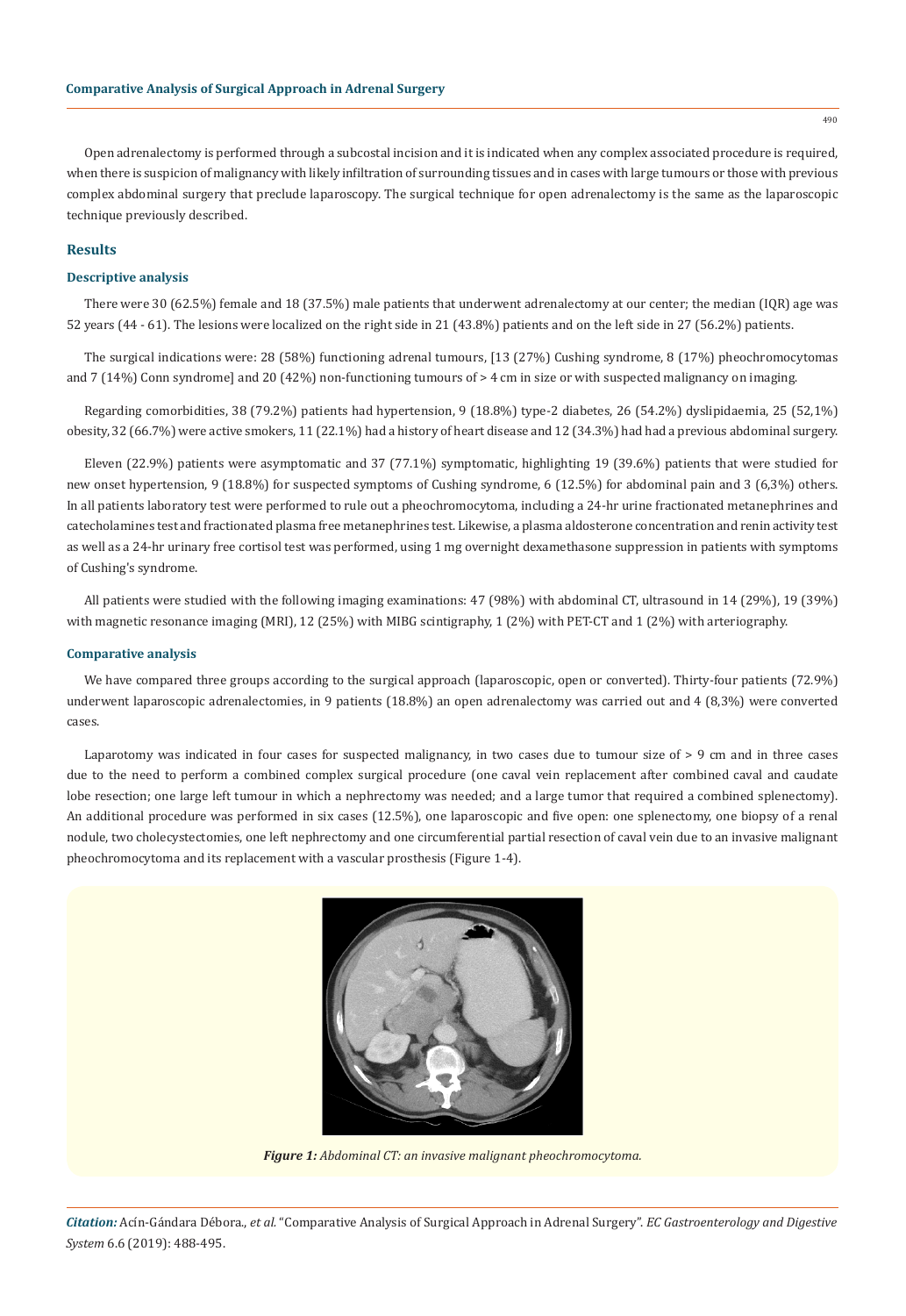Open adrenalectomy is performed through a subcostal incision and it is indicated when any complex associated procedure is required, when there is suspicion of malignancy with likely infiltration of surrounding tissues and in cases with large tumours or those with previous complex abdominal surgery that preclude laparoscopy. The surgical technique for open adrenalectomy is the same as the laparoscopic technique previously described.

## Results

### Descriptive analysis

There were 30 (62.5%) female and 18 (37.5%) male patients that underwent adrenalectomy at our center; the median (IQR) age was 52 years (44 - 61). The lesions were localized on the right side in 21 (43.8%) patients and on the left side in 27 (56.2%) patients.

The surgical indications were: 28 (58%) functioning adrenal tumours, [13 (27%) Cushing syndrome, 8 (17%) pheochromocytomas and 7 (14%) Conn syndrome] and 20 (42%) non-functioning tumours of > 4 cm in size or with suspected malignancy on imaging.

Regarding comorbidities, 38 (79.2%) patients had hypertension, 9 (18.8%) type-2 diabetes, 26 (54.2%) dyslipidaemia, 25 (52,1%) obesity, 32 (66.7%) were active smokers, 11 (22.1%) had a history of heart disease and 12 (34.3%) had had a previous abdominal surgery.

Eleven (22.9%) patients were asymptomatic and 37 (77.1%) symptomatic, highlighting 19 (39.6%) patients that were studied for new onset hypertension, 9 (18.8%) for suspected symptoms of Cushing syndrome, 6 (12.5%) for abdominal pain and 3 (6,3%) others. In all patients laboratory test were performed to rule out a pheochromocytoma, including a 24-hr urine fractionated metanephrines and catecholamines test and fractionated plasma free metanephrines test. Likewise, a plasma aldosterone concentration and renin activity test as well as a 24-hr urinary free cortisol test was performed, using 1 mg overnight dexamethasone suppression in patients with symptoms of Cushing's syndrome.

All patients were studied with the following imaging examinations: 47 (98%) with abdominal CT, ultrasound in 14 (29%), 19 (39%) with magnetic resonance imaging (MRI), 12 (25%) with MIBG scintigraphy, 1 (2%) with PET-CT and 1 (2%) with arteriography.

### Comparative analysis

We have compared three groups according to the surgical approach (laparoscopic, open or converted). Thirty-four patients (72.9%) underwent laparoscopic adrenalectomies, in 9 patients (18.8%) an open adrenalectomy was carried out and 4 (8,3%) were converted cases.

Laparotomy was indicated in four cases for suspected malignancy, in two cases due to tumour size of > 9 cm and in three cases due to the need to perform a combined complex surgical procedure (one caval vein replacement after combined caval and caudate lobe resection; one large left tumour in which a nephrectomy was needed; and a large tumor that required a combined splenectomy). An additional procedure was performed in six cases (12.5%), one laparoscopic and five open: one splenectomy, one biopsy of a renal nodule, two cholecystectomies, one left nephrectomy and one circumferential partial resection of caval vein due to an invasive malignant pheochromocytoma and its replacement with a vascular prosthesis (Figure 1-4).

***Figure 1:*** *Abdominal CT: an invasive malignant pheochromocytoma.*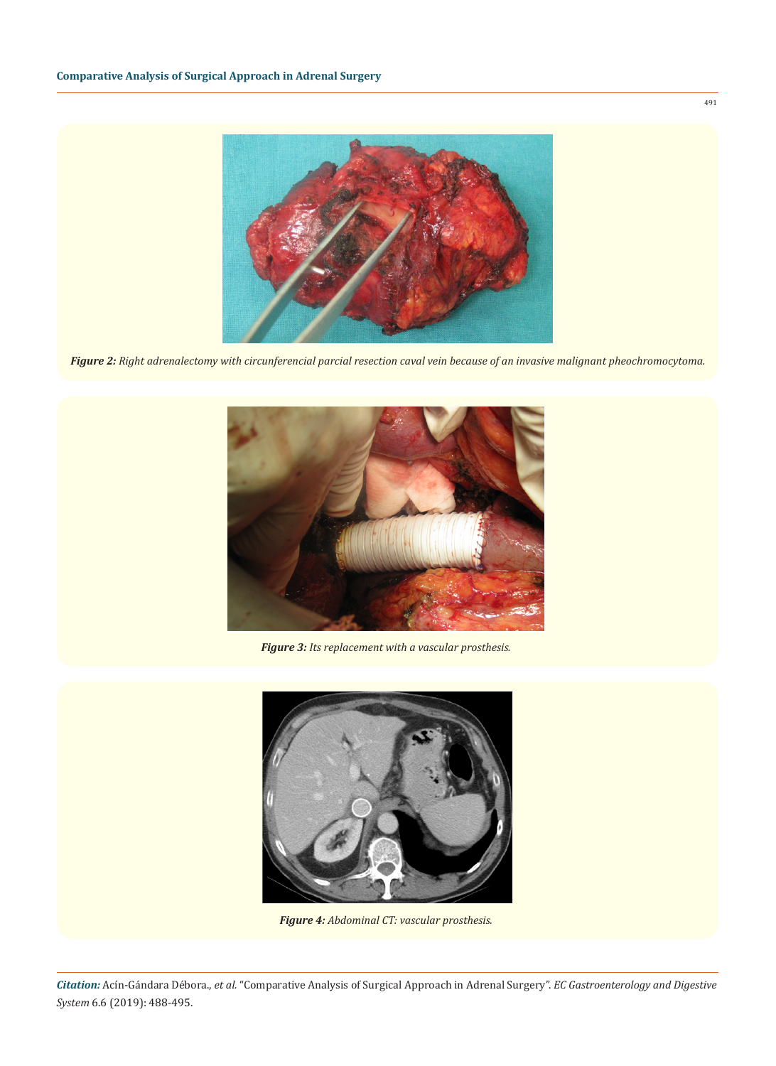***Figure 2:*** *Right adrenalectomy with circunferencial parcial resection caval vein because of an invasive malignant pheochromocytoma.*

***Figure 3:*** *Its replacement with a vascular prosthesis.*

***Figure 4:*** *Abdominal CT: vascular prosthesis.*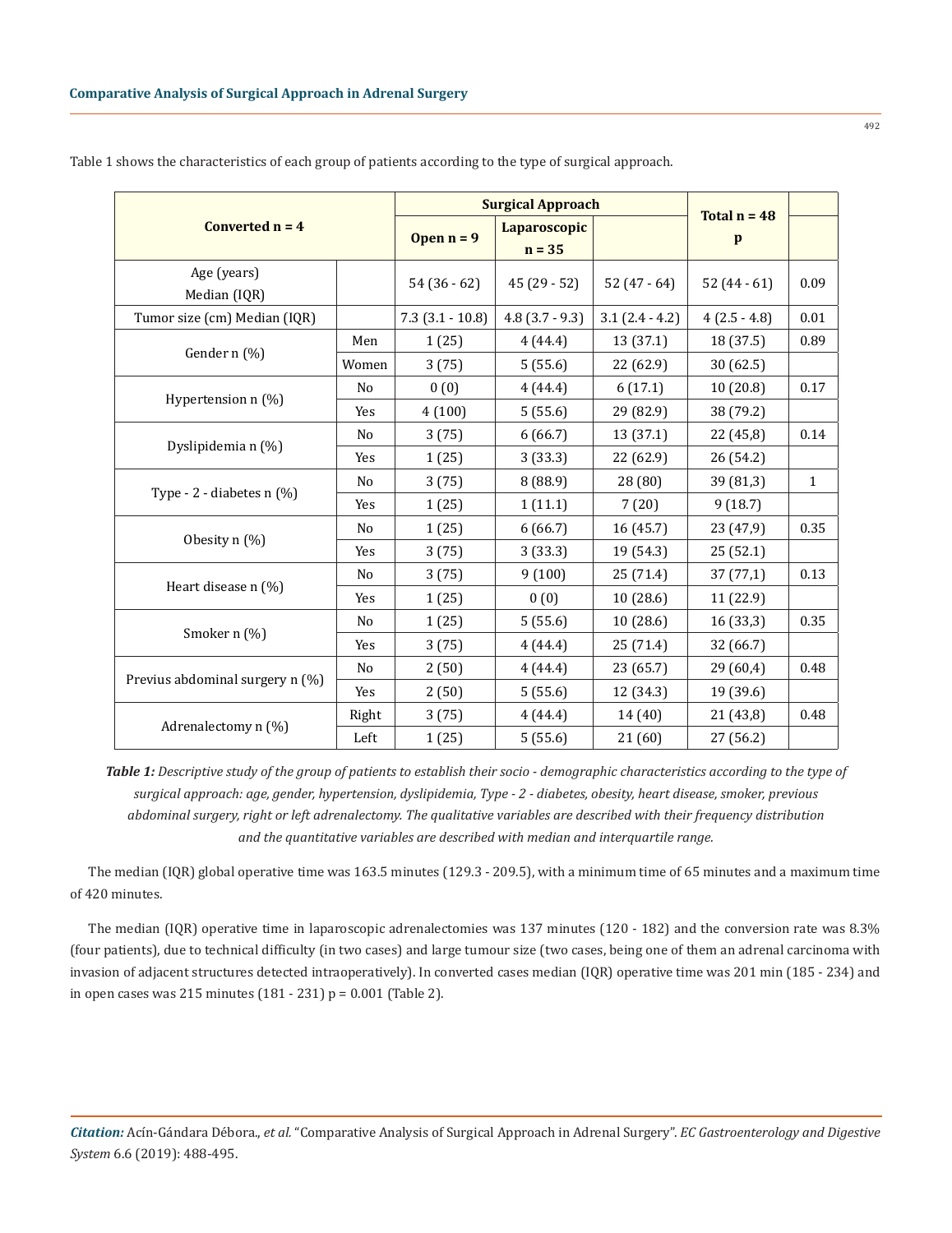Table 1 shows the characteristics of each group of patients according to the type of surgical approach.

| Converted n = 4 | | Surgical Approach | | | Total n = 48<br>p | |
|---|---|---|---|---|---|---|
| | | Open n = 9 | Laparoscopic n = 35 | | | |
| Age (years) Median (IQR) | | 54 (36 - 62) | 45 (29 - 52) | 52 (47 - 64) | 52 (44 - 61) | 0.09 |
| Tumor size (cm) Median (IQR) | | 7.3 (3.1 - 10.8) | 4.8 (3.7 - 9.3) | 3.1 (2.4 - 4.2) | 4 (2.5 - 4.8) | 0.01 |
| Gender n (%) | Men | 1 (25) | 4 (44.4) | 13 (37.1) | 18 (37.5) | 0.89 |
| | Women | 3 (75) | 5 (55.6) | 22 (62.9) | 30 (62.5) | |
| Hypertension n (%) | No | 0 (0) | 4 (44.4) | 6 (17.1) | 10 (20.8) | 0.17 |
| | Yes | 4 (100) | 5 (55.6) | 29 (82.9) | 38 (79.2) | |
| Dyslipidemia n (%) | No | 3 (75) | 6 (66.7) | 13 (37.1) | 22 (45,8) | 0.14 |
| | Yes | 1 (25) | 3 (33.3) | 22 (62.9) | 26 (54.2) | |
| Type - 2 - diabetes n (%) | No | 3 (75) | 8 (88.9) | 28 (80) | 39 (81,3) | 1 |
| | Yes | 1 (25) | 1 (11.1) | 7 (20) | 9 (18.7) | |
| Obesity n (%) | No | 1 (25) | 6 (66.7) | 16 (45.7) | 23 (47,9) | 0.35 |
| | Yes | 3 (75) | 3 (33.3) | 19 (54.3) | 25 (52.1) | |
| Heart disease n (%) | No | 3 (75) | 9 (100) | 25 (71.4) | 37 (77,1) | 0.13 |
| | Yes | 1 (25) | 0 (0) | 10 (28.6) | 11 (22.9) | |
| Smoker n (%) | No | 1 (25) | 5 (55.6) | 10 (28.6) | 16 (33,3) | 0.35 |
| | Yes | 3 (75) | 4 (44.4) | 25 (71.4) | 32 (66.7) | |
| Previus abdominal surgery n (%) | No | 2 (50) | 4 (44.4) | 23 (65.7) | 29 (60,4) | 0.48 |
| | Yes | 2 (50) | 5 (55.6) | 12 (34.3) | 19 (39.6) | |
| Adrenalectomy n (%) | Right | 3 (75) | 4 (44.4) | 14 (40) | 21 (43,8) | 0.48 |
| | Left | 1 (25) | 5 (55.6) | 21 (60) | 27 (56.2) | |

***Table 1:*** *Descriptive study of the group of patients to establish their socio - demographic characteristics according to the type of surgical approach: age, gender, hypertension, dyslipidemia, Type - 2 - diabetes, obesity, heart disease, smoker, previous abdominal surgery, right or left adrenalectomy. The qualitative variables are described with their frequency distribution and the quantitative variables are described with median and interquartile range.*

The median (IQR) global operative time was 163.5 minutes (129.3 - 209.5), with a minimum time of 65 minutes and a maximum time of 420 minutes.

The median (IQR) operative time in laparoscopic adrenalectomies was 137 minutes (120 - 182) and the conversion rate was 8.3% (four patients), due to technical difficulty (in two cases) and large tumour size (two cases, being one of them an adrenal carcinoma with invasion of adjacent structures detected intraoperatively). In converted cases median (IQR) operative time was 201 min (185 - 234) and in open cases was 215 minutes (181 - 231) p = 0.001 (Table 2).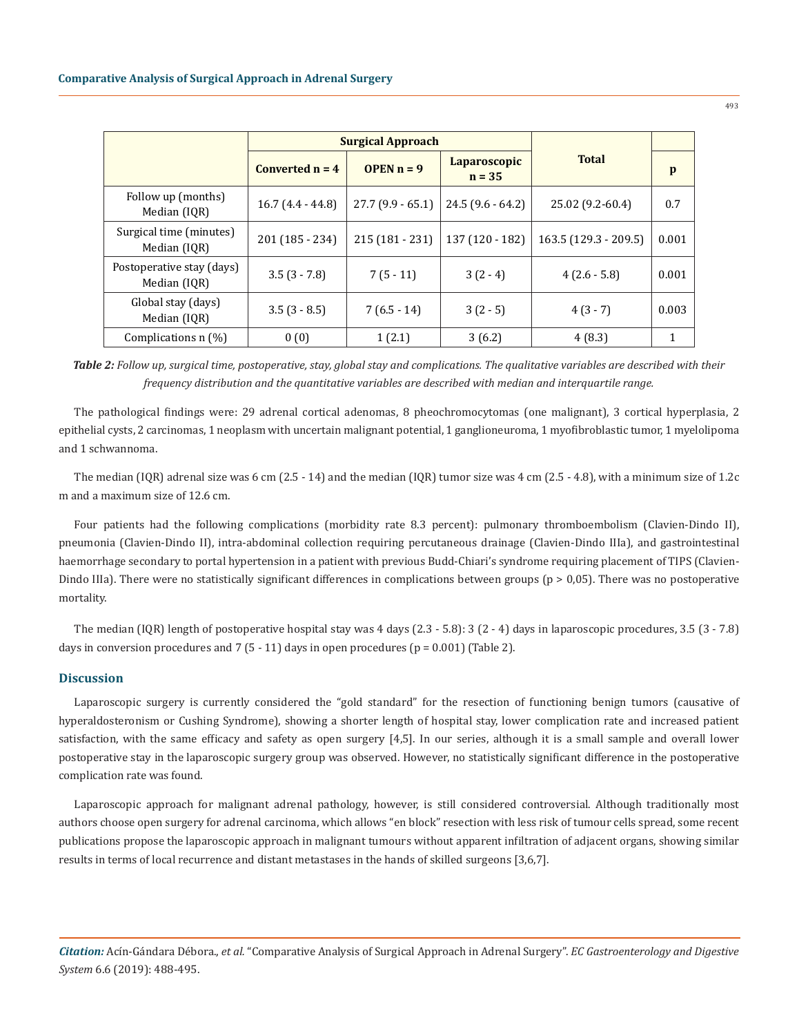| | Surgical Approach | | | Total | p |
|---|---|---|---|---|---|
| | Converted n = 4 | OPEN n = 9 | Laparoscopic n = 35 | | |
| Follow up (months) Median (IQR) | 16.7 (4.4 - 44.8) | 27.7 (9.9 - 65.1) | 24.5 (9.6 - 64.2) | 25.02 (9.2-60.4) | 0.7 |
| Surgical time (minutes) Median (IQR) | 201 (185 - 234) | 215 (181 - 231) | 137 (120 - 182) | 163.5 (129.3 - 209.5) | 0.001 |
| Postoperative stay (days) Median (IQR) | 3.5 (3 - 7.8) | 7 (5 - 11) | 3 (2 - 4) | 4 (2.6 - 5.8) | 0.001 |
| Global stay (days) Median (IQR) | 3.5 (3 - 8.5) | 7 (6.5 - 14) | 3 (2 - 5) | 4 (3 - 7) | 0.003 |
| Complications n (%) | 0 (0) | 1 (2.1) | 3 (6.2) | 4 (8.3) | 1 |

***Table 2:*** *Follow up, surgical time, postoperative, stay, global stay and complications. The qualitative variables are described with their frequency distribution and the quantitative variables are described with median and interquartile range.*

The pathological findings were: 29 adrenal cortical adenomas, 8 pheochromocytomas (one malignant), 3 cortical hyperplasia, 2 epithelial cysts, 2 carcinomas, 1 neoplasm with uncertain malignant potential, 1 ganglioneuroma, 1 myofibroblastic tumor, 1 myelolipoma and 1 schwannoma.

The median (IQR) adrenal size was 6 cm (2.5 - 14) and the median (IQR) tumor size was 4 cm (2.5 - 4.8), with a minimum size of 1.2c m and a maximum size of 12.6 cm.

Four patients had the following complications (morbidity rate 8.3 percent): pulmonary thromboembolism (Clavien-Dindo II), pneumonia (Clavien-Dindo II), intra-abdominal collection requiring percutaneous drainage (Clavien-Dindo IIIa), and gastrointestinal haemorrhage secondary to portal hypertension in a patient with previous Budd-Chiari's syndrome requiring placement of TIPS (Clavien-Dindo IIIa). There were no statistically significant differences in complications between groups (p > 0,05). There was no postoperative mortality.

The median (IQR) length of postoperative hospital stay was 4 days (2.3 - 5.8): 3 (2 - 4) days in laparoscopic procedures, 3.5 (3 - 7.8) days in conversion procedures and 7 (5 - 11) days in open procedures (p = 0.001) (Table 2).

## Discussion

Laparoscopic surgery is currently considered the "gold standard" for the resection of functioning benign tumors (causative of hyperaldosteronism or Cushing Syndrome), showing a shorter length of hospital stay, lower complication rate and increased patient satisfaction, with the same efficacy and safety as open surgery [4,5]. In our series, although it is a small sample and overall lower postoperative stay in the laparoscopic surgery group was observed. However, no statistically significant difference in the postoperative complication rate was found.

Laparoscopic approach for malignant adrenal pathology, however, is still considered controversial. Although traditionally most authors choose open surgery for adrenal carcinoma, which allows "en block" resection with less risk of tumour cells spread, some recent publications propose the laparoscopic approach in malignant tumours without apparent infiltration of adjacent organs, showing similar results in terms of local recurrence and distant metastases in the hands of skilled surgeons [3,6,7].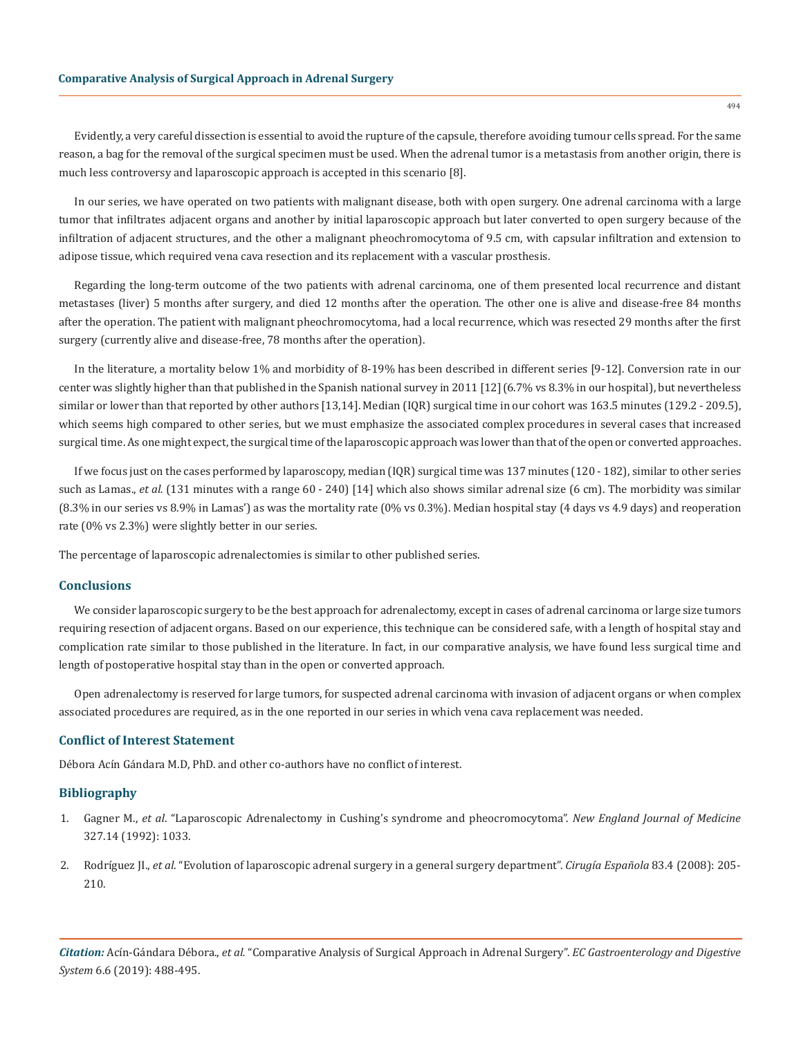Evidently, a very careful dissection is essential to avoid the rupture of the capsule, therefore avoiding tumour cells spread. For the same reason, a bag for the removal of the surgical specimen must be used. When the adrenal tumor is a metastasis from another origin, there is much less controversy and laparoscopic approach is accepted in this scenario [8].

In our series, we have operated on two patients with malignant disease, both with open surgery. One adrenal carcinoma with a large tumor that infiltrates adjacent organs and another by initial laparoscopic approach but later converted to open surgery because of the infiltration of adjacent structures, and the other a malignant pheochromocytoma of 9.5 cm, with capsular infiltration and extension to adipose tissue, which required vena cava resection and its replacement with a vascular prosthesis.

Regarding the long-term outcome of the two patients with adrenal carcinoma, one of them presented local recurrence and distant metastases (liver) 5 months after surgery, and died 12 months after the operation. The other one is alive and disease-free 84 months after the operation. The patient with malignant pheochromocytoma, had a local recurrence, which was resected 29 months after the first surgery (currently alive and disease-free, 78 months after the operation).

In the literature, a mortality below 1% and morbidity of 8-19% has been described in different series [9-12]. Conversion rate in our center was slightly higher than that published in the Spanish national survey in 2011 [12] (6.7% vs 8.3% in our hospital), but nevertheless similar or lower than that reported by other authors [13,14]. Median (IQR) surgical time in our cohort was 163.5 minutes (129.2 - 209.5), which seems high compared to other series, but we must emphasize the associated complex procedures in several cases that increased surgical time. As one might expect, the surgical time of the laparoscopic approach was lower than that of the open or converted approaches.

If we focus just on the cases performed by laparoscopy, median (IQR) surgical time was 137 minutes (120 - 182), similar to other series such as Lamas., *et al.* (131 minutes with a range 60 - 240) [14] which also shows similar adrenal size (6 cm). The morbidity was similar (8.3% in our series vs 8.9% in Lamas') as was the mortality rate (0% vs 0.3%). Median hospital stay (4 days vs 4.9 days) and reoperation rate (0% vs 2.3%) were slightly better in our series.

The percentage of laparoscopic adrenalectomies is similar to other published series.

## Conclusions

We consider laparoscopic surgery to be the best approach for adrenalectomy, except in cases of adrenal carcinoma or large size tumors requiring resection of adjacent organs. Based on our experience, this technique can be considered safe, with a length of hospital stay and complication rate similar to those published in the literature. In fact, in our comparative analysis, we have found less surgical time and length of postoperative hospital stay than in the open or converted approach.

Open adrenalectomy is reserved for large tumors, for suspected adrenal carcinoma with invasion of adjacent organs or when complex associated procedures are required, as in the one reported in our series in which vena cava replacement was needed.

## Conflict of Interest Statement

Débora Acín Gándara M.D, PhD. and other co-authors have no conflict of interest.

## Bibliography

1. Gagner M., *et al*. "Laparoscopic Adrenalectomy in Cushing's syndrome and pheocromocytoma". *New England Journal of Medicine* 327.14 (1992): 1033.
2. Rodríguez JI., *et al*. "Evolution of laparoscopic adrenal surgery in a general surgery department". *Cirugía Española* 83.4 (2008): 205-210.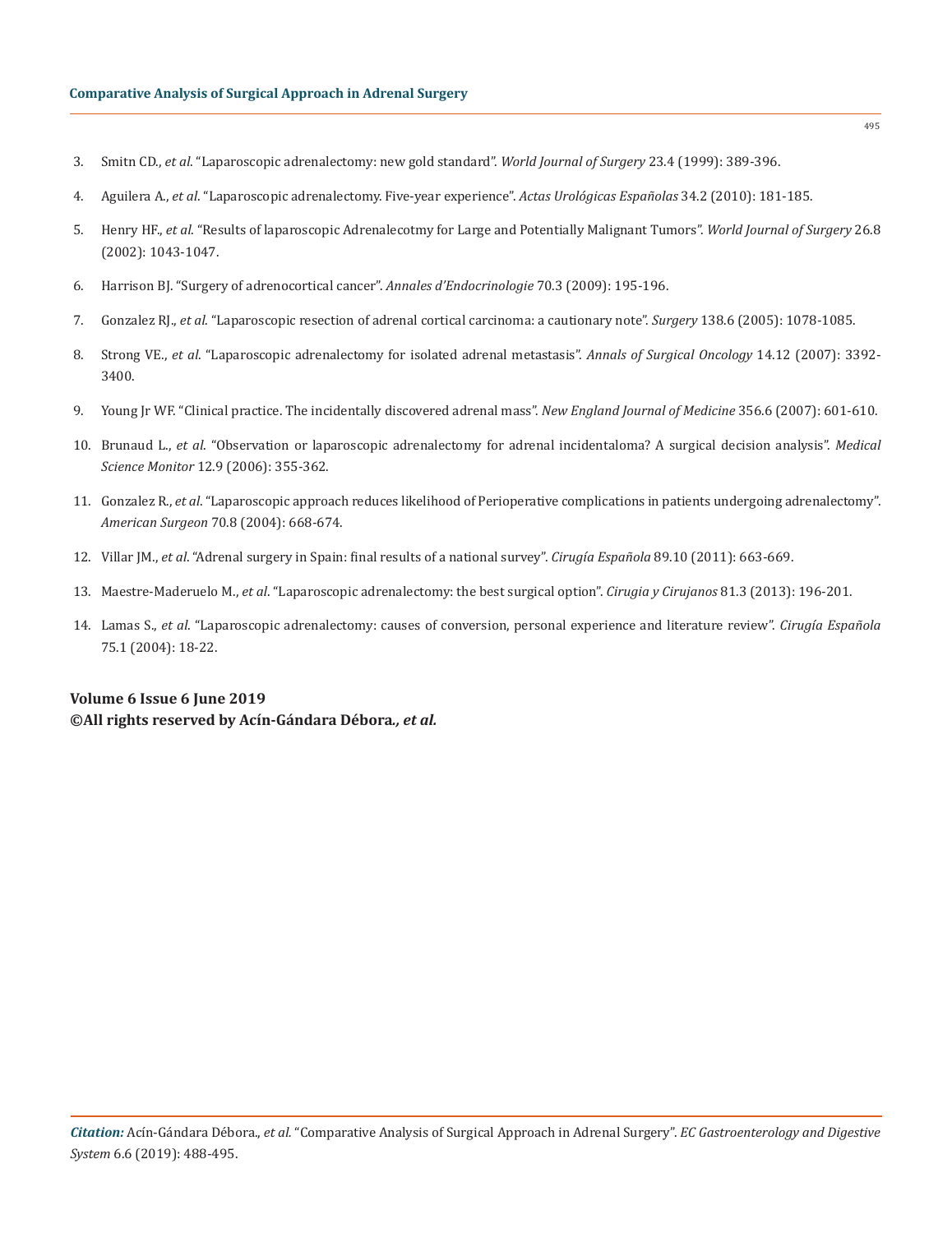3. Smitn CD., *et al*. "Laparoscopic adrenalectomy: new gold standard". *World Journal of Surgery* 23.4 (1999): 389-396.
4. Aguilera A., *et al*. "Laparoscopic adrenalectomy. Five-year experience". *Actas Urológicas Españolas* 34.2 (2010): 181-185.
5. Henry HF., *et al*. "Results of laparoscopic Adrenalecotmy for Large and Potentially Malignant Tumors". *World Journal of Surgery* 26.8 (2002): 1043-1047.
6. Harrison BJ. "Surgery of adrenocortical cancer". *Annales d'Endocrinologie* 70.3 (2009): 195-196.
7. Gonzalez RJ., *et al*. "Laparoscopic resection of adrenal cortical carcinoma: a cautionary note". *Surgery* 138.6 (2005): 1078-1085.
8. Strong VE., *et al*. "Laparoscopic adrenalectomy for isolated adrenal metastasis". *Annals of Surgical Oncology* 14.12 (2007): 3392-3400.
9. Young Jr WF. "Clinical practice. The incidentally discovered adrenal mass". *New England Journal of Medicine* 356.6 (2007): 601-610.
10. Brunaud L., *et al*. "Observation or laparoscopic adrenalectomy for adrenal incidentaloma? A surgical decision analysis". *Medical Science Monitor* 12.9 (2006): 355-362.
11. Gonzalez R., *et al*. "Laparoscopic approach reduces likelihood of Perioperative complications in patients undergoing adrenalectomy". *American Surgeon* 70.8 (2004): 668-674.
12. Villar JM., *et al*. "Adrenal surgery in Spain: final results of a national survey". *Cirugía Española* 89.10 (2011): 663-669.
13. Maestre-Maderuelo M., *et al*. "Laparoscopic adrenalectomy: the best surgical option". *Cirugia y Cirujanos* 81.3 (2013): 196-201.
14. Lamas S., *et al*. "Laparoscopic adrenalectomy: causes of conversion, personal experience and literature review". *Cirugía Española* 75.1 (2004): 18-22.

**Volume 6 Issue 6 June 2019**
**©All rights reserved by Acín-Gándara Débora*., et al.***